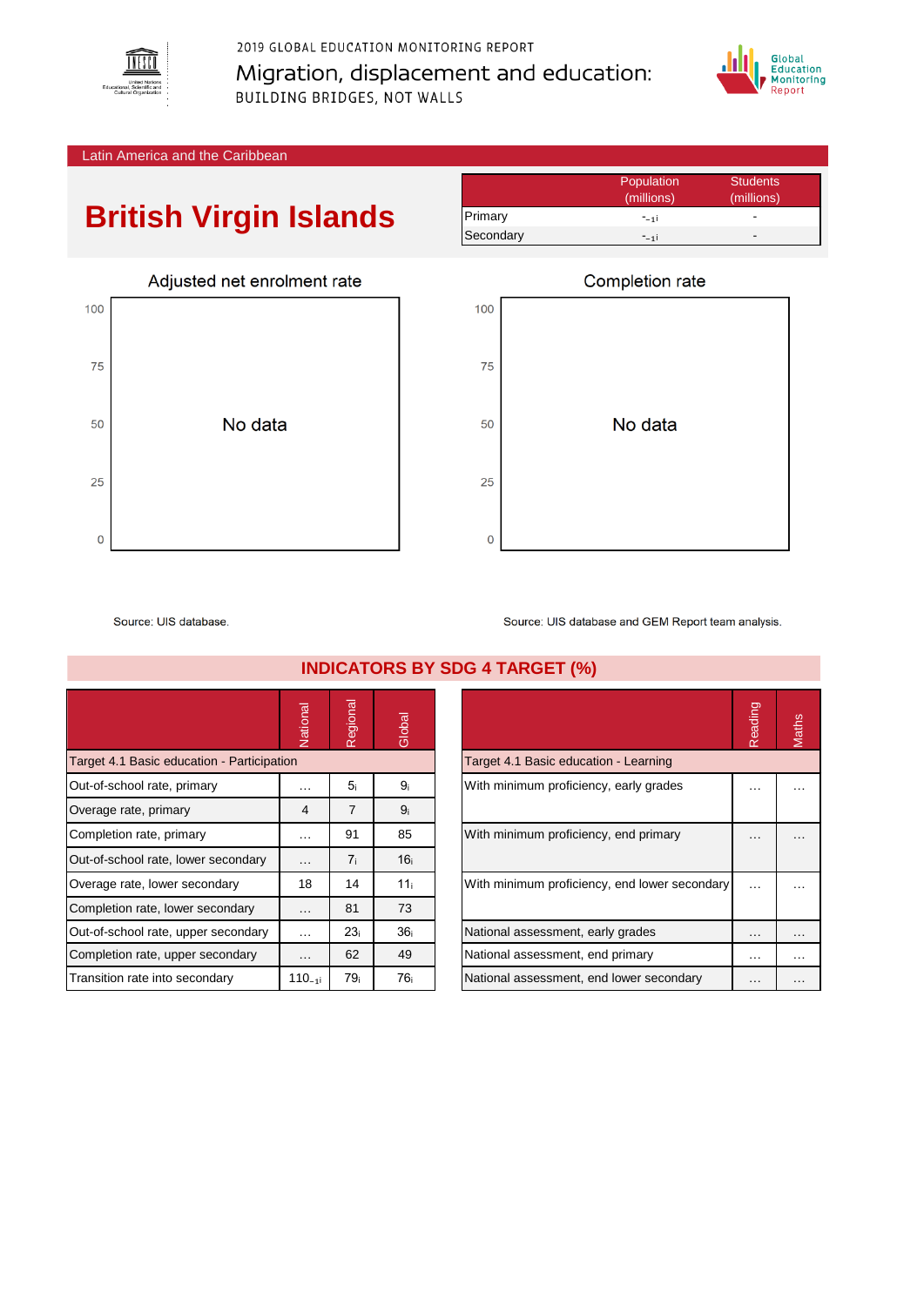2019 GLOBAL EDUCATION MONITORING REPORT

Migration, displacement and education:

BUILDING BRIDGES, NOT WALLS

Latin America and the Caribbean

# British Virgin Islands

| | Population (millions) | Students (millions) |
|---|---|---|
| Primary | $-_{-1i}$ | - |
| Secondary | $-_{-1i}$ | - |

## Adjusted net enrolment rate

No data

Source: UIS database.

## Completion rate

No data

Source: UIS database and GEM Report team analysis.

## INDICATORS BY SDG 4 TARGET (%)

| | National | Regional | Global |
|---|---|---|---|
| **Target 4.1 Basic education - Participation** | | | |
| Out-of-school rate, primary | … | $5_i$ | $9_i$ |
| Overage rate, primary | 4 | 7 | $9_i$ |
| Completion rate, primary | … | 91 | 85 |
| Out-of-school rate, lower secondary | … | $7_i$ | $16_i$ |
| Overage rate, lower secondary | 18 | 14 | $11_i$ |
| Completion rate, lower secondary | … | 81 | 73 |
| Out-of-school rate, upper secondary | … | $23_i$ | $36_i$ |
| Completion rate, upper secondary | … | 62 | 49 |
| Transition rate into secondary | $110_{-1i}$ | $79_i$ | $76_i$ |

| | Reading | Maths |
|---|---|---|
| **Target 4.1 Basic education - Learning** | | |
| With minimum proficiency, early grades | … | … |
| With minimum proficiency, end primary | … | … |
| With minimum proficiency, end lower secondary | … | … |
| National assessment, early grades | … | … |
| National assessment, end primary | … | … |
| National assessment, end lower secondary | … | … |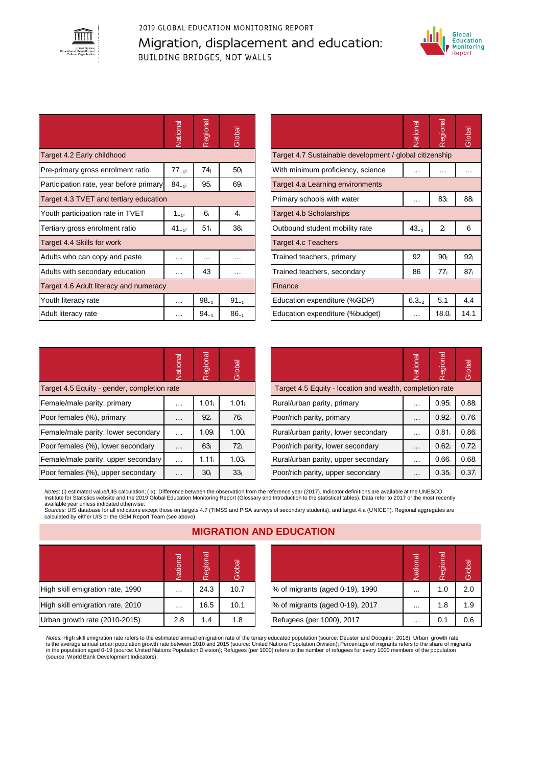| | National | Regional | Global |
|---|---|---|---|
| Target 4.2 Early childhood | | | |
| Pre-primary gross enrolment ratio | $77_{-1i}$ | $74_i$ | $50_i$ |
| Participation rate, year before primary | $84_{-1i}$ | $95_i$ | $69_i$ |
| Target 4.3 TVET and tertiary education | | | |
| Youth participation rate in TVET | $1_{-1i}$ | $6_i$ | $4_i$ |
| Tertiary gross enrolment ratio | $41_{-1i}$ | $51_i$ | $38_i$ |
| Target 4.4 Skills for work | | | |
| Adults who can copy and paste | … | … | … |
| Adults with secondary education | … | 43 | … |
| Target 4.6 Adult literacy and numeracy | | | |
| Youth literacy rate | … | $98_{-1}$ | $91_{-1}$ |
| Adult literacy rate | … | $94_{-1}$ | $86_{-1}$ |

| | National | Regional | Global |
|---|---|---|---|
| Target 4.7 Sustainable development / global citizenship | | | |
| With minimum proficiency, science | … | … | … |
| Target 4.a Learning environments | | | |
| Primary schools with water | … | $83_i$ | $88_i$ |
| Target 4.b Scholarships | | | |
| Outbound student mobility rate | $43_{-1}$ | $2_i$ | 6 |
| Target 4.c Teachers | | | |
| Trained teachers, primary | 92 | $90_i$ | $92_i$ |
| Trained teachers, secondary | 86 | $77_i$ | $87_i$ |
| Finance | | | |
| Education expenditure (%GDP) | $6.3_{-2}$ | 5.1 | 4.4 |
| Education expenditure (%budget) | … | $18.0_i$ | 14.1 |

| | National | Regional | Global |
|---|---|---|---|
| Target 4.5 Equity - gender, completion rate | | | |
| Female/male parity, primary | … | $1.01_i$ | $1.01_i$ |
| Poor females (%), primary | … | $92_i$ | $76_i$ |
| Female/male parity, lower secondary | … | $1.09_i$ | $1.00_i$ |
| Poor females (%), lower secondary | … | $63_i$ | $72_i$ |
| Female/male parity, upper secondary | … | $1.11_i$ | $1.03_i$ |
| Poor females (%), upper secondary | … | $30_i$ | $33_i$ |

| | National | Regional | Global |
|---|---|---|---|
| Target 4.5 Equity - location and wealth, completion rate | | | |
| Rural/urban parity, primary | … | $0.95_i$ | $0.88_i$ |
| Poor/rich parity, primary | … | $0.92_i$ | $0.76_i$ |
| Rural/urban parity, lower secondary | … | $0.81_i$ | $0.86_i$ |
| Poor/rich parity, lower secondary | … | $0.62_i$ | $0.72_i$ |
| Rural/urban parity, upper secondary | … | $0.66_i$ | $0.68_i$ |
| Poor/rich parity, upper secondary | … | $0.35_i$ | $0.37_i$ |

*Notes*: (i) estimated value/UIS calculation; (-x): Difference between the observation from the reference year (2017). Indicator definitions are available at the UNESCO Institute for Statistics website and the 2019 Global Education Monitoring Report (Glossary and Introduction to the statistical tables). Data refer to 2017 or the most recently available year unless indicated otherwise.
*Sources:* UIS database for all indicators except those on targets 4.7 (TIMSS and PISA surveys of secondary students), and target 4.a (UNICEF). Regional aggregates are calculated by either UIS or the GEM Report Team (see above).

## MIGRATION AND EDUCATION

| | National | Regional | Global |
|---|---|---|---|
| High skill emigration rate, 1990 | … | 24.3 | 10.7 |
| High skill emigration rate, 2010 | … | 16.5 | 10.1 |
| Urban growth rate (2010-2015) | 2.8 | 1.4 | 1.8 |

| | National | Regional | Global |
|---|---|---|---|
| % of migrants (aged 0-19), 1990 | … | 1.0 | 2.0 |
| % of migrants (aged 0-19), 2017 | … | 1.8 | 1.9 |
| Refugees (per 1000), 2017 | … | 0.1 | 0.6 |

*Notes:* High skill emigration rate refers to the estimated annual emigration rate of the teriary educated population (source: Deuster and Docquier, 2018); Urban growth rate is the average annual urban population growth rate between 2010 and 2015 (source: United Nations Population Division); Percentage of migrants refers to the share of migrants in the population aged 0-19 (source: United Nations Population Division); Refugees (per 1000) refers to the number of refugees for every 1000 members of the population (source: World Bank Development Indicators).